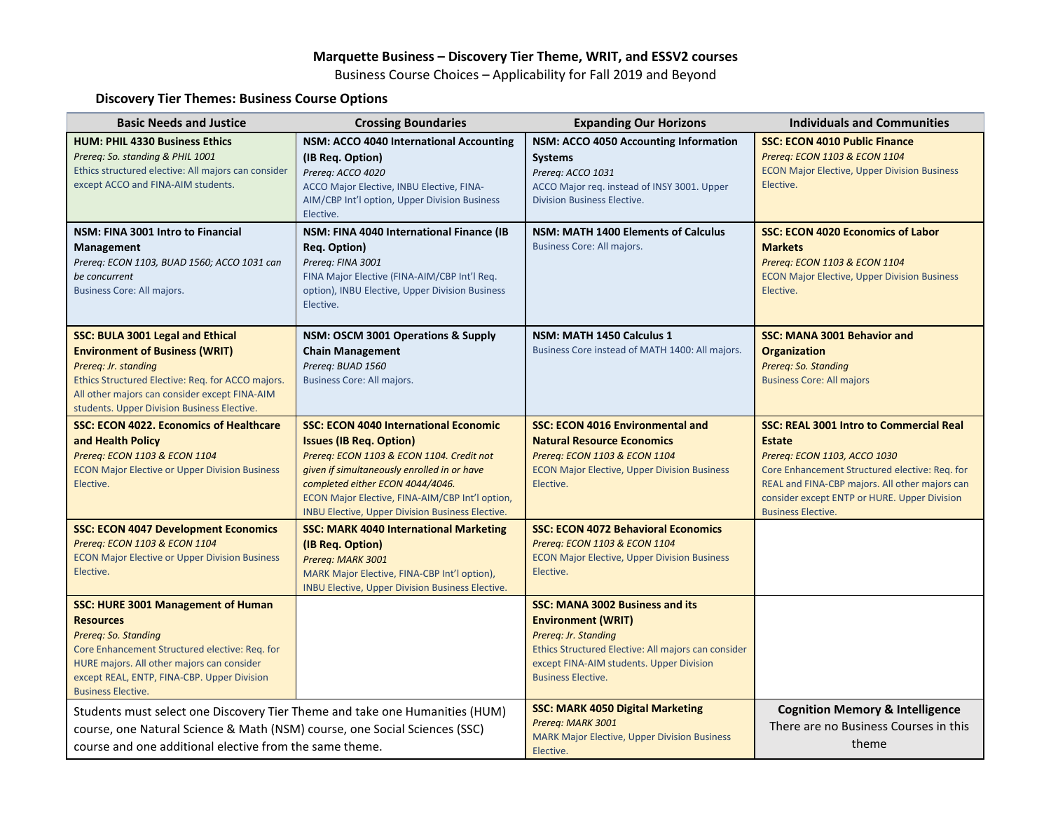**Marquette Business – Discovery Tier Theme, WRIT, and ESSV2 courses**

Business Course Choices – Applicability for Fall 2019 and Beyond

### Discovery Tier Themes: Business Course Options

| Basic Needs and Justice | Crossing Boundaries | Expanding Our Horizons | Individuals and Communities |
|---|---|---|---|
| **HUM: PHIL 4330 Business Ethics**<br>*Prereq: So. standing & PHIL 1001*<br>Ethics structured elective: All majors can consider except ACCO and FINA-AIM students. | **NSM: ACCO 4040 International Accounting (IB Req. Option)**<br>*Prereq: ACCO 4020*<br>ACCO Major Elective, INBU Elective, FINA-AIM/CBP Int'l option, Upper Division Business Elective. | **NSM: ACCO 4050 Accounting Information Systems**<br>*Prereq: ACCO 1031*<br>ACCO Major req. instead of INSY 3001. Upper Division Business Elective. | **SSC: ECON 4010 Public Finance**<br>*Prereq: ECON 1103 & ECON 1104*<br>ECON Major Elective, Upper Division Business Elective. |
| **NSM: FINA 3001 Intro to Financial Management**<br>*Prereq: ECON 1103, BUAD 1560; ACCO 1031 can be concurrent*<br>Business Core: All majors. | **NSM: FINA 4040 International Finance (IB Req. Option)**<br>*Prereq: FINA 3001*<br>FINA Major Elective (FINA-AIM/CBP Int'l Req. option), INBU Elective, Upper Division Business Elective. | **NSM: MATH 1400 Elements of Calculus**<br>Business Core: All majors. | **SSC: ECON 4020 Economics of Labor Markets**<br>*Prereq: ECON 1103 & ECON 1104*<br>ECON Major Elective, Upper Division Business Elective. |
| **SSC: BULA 3001 Legal and Ethical Environment of Business (WRIT)**<br>*Prereq: Jr. standing*<br>Ethics Structured Elective: Req. for ACCO majors. All other majors can consider except FINA-AIM students. Upper Division Business Elective. | **NSM: OSCM 3001 Operations & Supply Chain Management**<br>*Prereq: BUAD 1560*<br>Business Core: All majors. | **NSM: MATH 1450 Calculus 1**<br>Business Core instead of MATH 1400: All majors. | **SSC: MANA 3001 Behavior and Organization**<br>*Prereq: So. Standing*<br>Business Core: All majors |
| **SSC: ECON 4022. Economics of Healthcare and Health Policy**<br>*Prereq: ECON 1103 & ECON 1104*<br>ECON Major Elective or Upper Division Business Elective. | **SSC: ECON 4040 International Economic Issues (IB Req. Option)**<br>*Prereq: ECON 1103 & ECON 1104. Credit not given if simultaneously enrolled in or have completed either ECON 4044/4046.*<br>ECON Major Elective, FINA-AIM/CBP Int'l option, INBU Elective, Upper Division Business Elective. | **SSC: ECON 4016 Environmental and Natural Resource Economics**<br>*Prereq: ECON 1103 & ECON 1104*<br>ECON Major Elective, Upper Division Business Elective. | **SSC: REAL 3001 Intro to Commercial Real Estate**<br>*Prereq: ECON 1103, ACCO 1030*<br>Core Enhancement Structured elective: Req. for REAL and FINA-CBP majors. All other majors can consider except ENTP or HURE. Upper Division Business Elective. |
| **SSC: ECON 4047 Development Economics**<br>*Prereq: ECON 1103 & ECON 1104*<br>ECON Major Elective or Upper Division Business Elective. | **SSC: MARK 4040 International Marketing (IB Req. Option)**<br>*Prereq: MARK 3001*<br>MARK Major Elective, FINA-CBP Int'l option), INBU Elective, Upper Division Business Elective. | **SSC: ECON 4072 Behavioral Economics**<br>*Prereq: ECON 1103 & ECON 1104*<br>ECON Major Elective, Upper Division Business Elective. | |
| **SSC: HURE 3001 Management of Human Resources**<br>*Prereq: So. Standing*<br>Core Enhancement Structured elective: Req. for HURE majors. All other majors can consider except REAL, ENTP, FINA-CBP. Upper Division Business Elective. | | **SSC: MANA 3002 Business and its Environment (WRIT)**<br>*Prereq: Jr. Standing*<br>Ethics Structured Elective: All majors can consider except FINA-AIM students. Upper Division Business Elective. | |
| Students must select one Discovery Tier Theme and take one Humanities (HUM) course, one Natural Science & Math (NSM) course, one Social Sciences (SSC) course and one additional elective from the same theme. | | **SSC: MARK 4050 Digital Marketing**<br>*Prereq: MARK 3001*<br>MARK Major Elective, Upper Division Business Elective. | **Cognition Memory & Intelligence**<br>There are no Business Courses in this theme |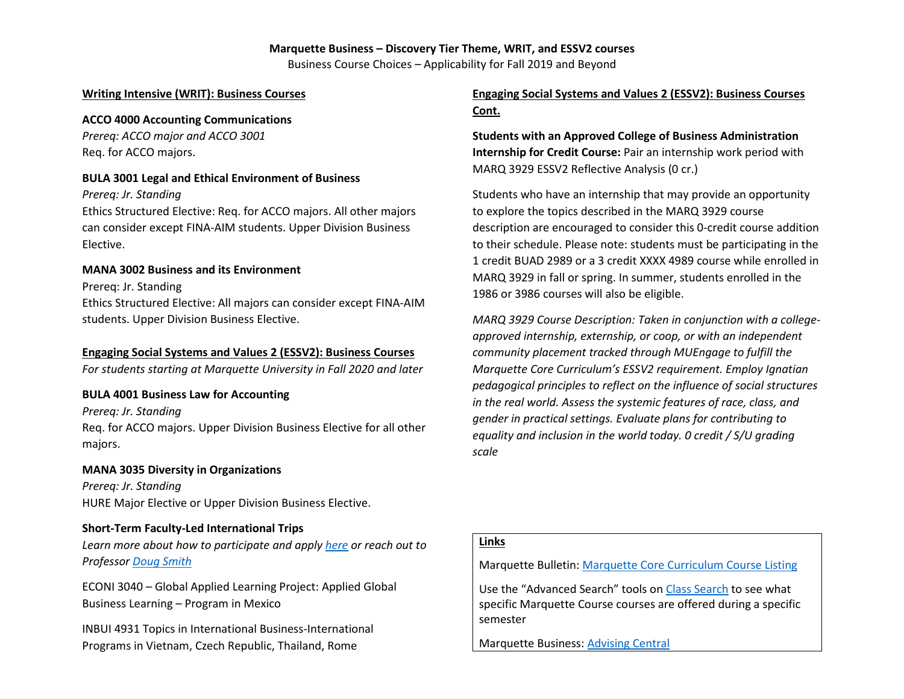**Marquette Business – Discovery Tier Theme, WRIT, and ESSV2 courses**

Business Course Choices – Applicability for Fall 2019 and Beyond

## Writing Intensive (WRIT): Business Courses

**ACCO 4000 Accounting Communications**

*Prereq: ACCO major and ACCO 3001*

Req. for ACCO majors.

**BULA 3001 Legal and Ethical Environment of Business**

*Prereq: Jr. Standing*

Ethics Structured Elective: Req. for ACCO majors. All other majors can consider except FINA-AIM students. Upper Division Business Elective.

**MANA 3002 Business and its Environment**

Prereq: Jr. Standing

Ethics Structured Elective: All majors can consider except FINA-AIM students. Upper Division Business Elective.

## Engaging Social Systems and Values 2 (ESSV2): Business Courses

*For students starting at Marquette University in Fall 2020 and later*

**BULA 4001 Business Law for Accounting**

*Prereq: Jr. Standing*

Req. for ACCO majors. Upper Division Business Elective for all other majors.

**MANA 3035 Diversity in Organizations**

*Prereq: Jr. Standing*

HURE Major Elective or Upper Division Business Elective.

**Short-Term Faculty-Led International Trips**

*Learn more about how to participate and apply here or reach out to Professor Doug Smith*

ECONI 3040 – Global Applied Learning Project: Applied Global Business Learning – Program in Mexico

INBUI 4931 Topics in International Business-International Programs in Vietnam, Czech Republic, Thailand, Rome

## Engaging Social Systems and Values 2 (ESSV2): Business Courses Cont.

**Students with an Approved College of Business Administration Internship for Credit Course:** Pair an internship work period with MARQ 3929 ESSV2 Reflective Analysis (0 cr.)

Students who have an internship that may provide an opportunity to explore the topics described in the MARQ 3929 course description are encouraged to consider this 0-credit course addition to their schedule. Please note: students must be participating in the 1 credit BUAD 2989 or a 3 credit XXXX 4989 course while enrolled in MARQ 3929 in fall or spring. In summer, students enrolled in the 1986 or 3986 courses will also be eligible.

*MARQ 3929 Course Description: Taken in conjunction with a college-approved internship, externship, or coop, or with an independent community placement tracked through MUEngage to fulfill the Marquette Core Curriculum's ESSV2 requirement. Employ Ignatian pedagogical principles to reflect on the influence of social structures in the real world. Assess the systemic features of race, class, and gender in practical settings. Evaluate plans for contributing to equality and inclusion in the world today. 0 credit / S/U grading scale*

**Links**

Marquette Bulletin: Marquette Core Curriculum Course Listing

Use the "Advanced Search" tools on Class Search to see what specific Marquette Course courses are offered during a specific semester

Marquette Business: Advising Central